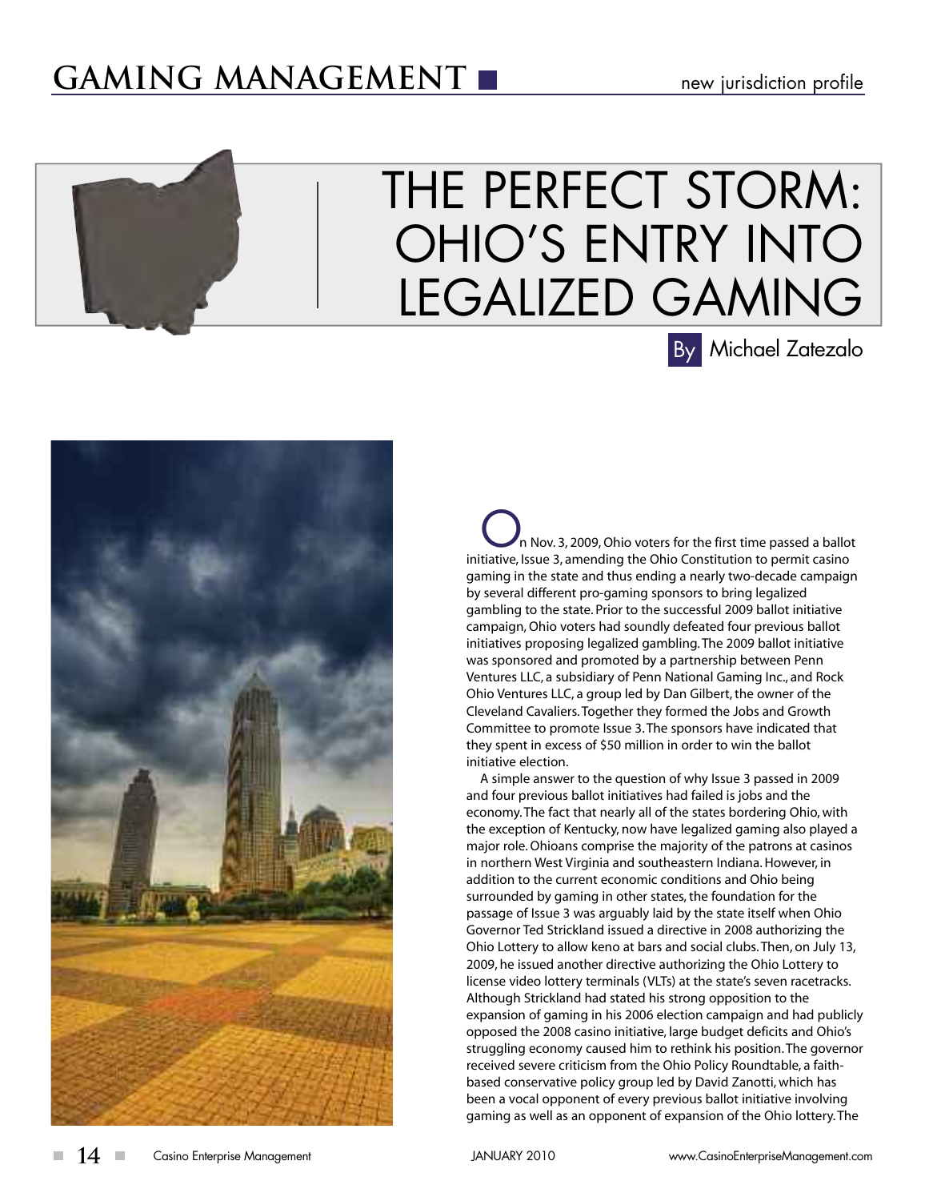# THE PERFECT STORM: OHIO'S ENTRY INTO LEGALIZED GAMING

By Michael Zatezalo

On Nov. 3, 2009, Ohio voters for the first time passed a ballot initiative, Issue 3, amending the Ohio Constitution to permit casino gaming in the state and thus ending a nearly two-decade campaign by several different pro-gaming sponsors to bring legalized gambling to the state. Prior to the successful 2009 ballot initiative campaign, Ohio voters had soundly defeated four previous ballot initiatives proposing legalized gambling. The 2009 ballot initiative was sponsored and promoted by a partnership between Penn Ventures LLC, a subsidiary of Penn National Gaming Inc., and Rock Ohio Ventures LLC, a group led by Dan Gilbert, the owner of the Cleveland Cavaliers. Together they formed the Jobs and Growth Committee to promote Issue 3. The sponsors have indicated that they spent in excess of $50 million in order to win the ballot initiative election.

A simple answer to the question of why Issue 3 passed in 2009 and four previous ballot initiatives had failed is jobs and the economy. The fact that nearly all of the states bordering Ohio, with the exception of Kentucky, now have legalized gaming also played a major role. Ohioans comprise the majority of the patrons at casinos in northern West Virginia and southeastern Indiana. However, in addition to the current economic conditions and Ohio being surrounded by gaming in other states, the foundation for the passage of Issue 3 was arguably laid by the state itself when Ohio Governor Ted Strickland issued a directive in 2008 authorizing the Ohio Lottery to allow keno at bars and social clubs. Then, on July 13, 2009, he issued another directive authorizing the Ohio Lottery to license video lottery terminals (VLTs) at the state's seven racetracks. Although Strickland had stated his strong opposition to the expansion of gaming in his 2006 election campaign and had publicly opposed the 2008 casino initiative, large budget deficits and Ohio's struggling economy caused him to rethink his position. The governor received severe criticism from the Ohio Policy Roundtable, a faith-based conservative policy group led by David Zanotti, which has been a vocal opponent of every previous ballot initiative involving gaming as well as an opponent of expansion of the Ohio lottery. The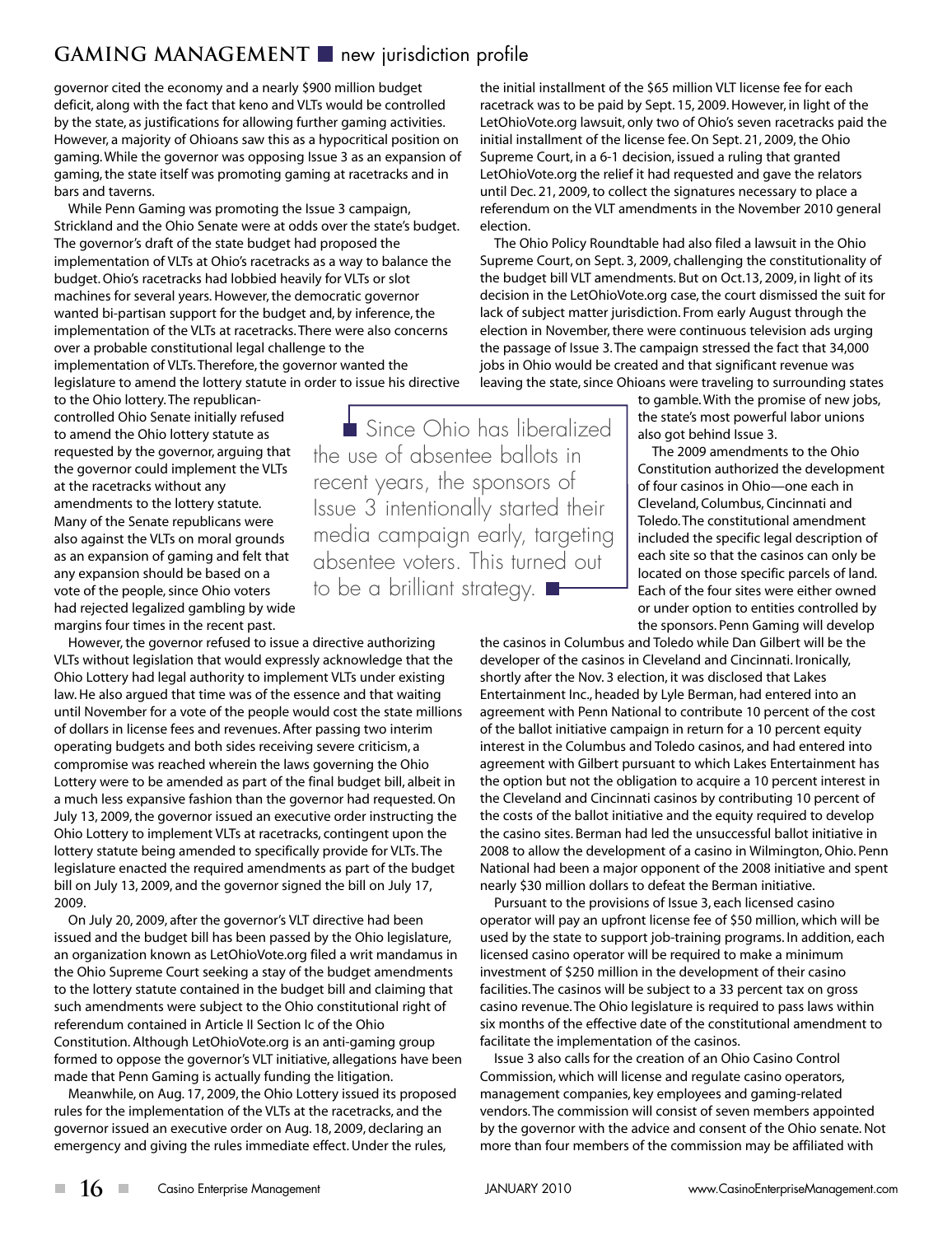governor cited the economy and a nearly $900 million budget deficit, along with the fact that keno and VLTs would be controlled by the state, as justifications for allowing further gaming activities. However, a majority of Ohioans saw this as a hypocritical position on gaming. While the governor was opposing Issue 3 as an expansion of gaming, the state itself was promoting gaming at racetracks and in bars and taverns.

While Penn Gaming was promoting the Issue 3 campaign, Strickland and the Ohio Senate were at odds over the state's budget. The governor's draft of the state budget had proposed the implementation of VLTs at Ohio's racetracks as a way to balance the budget. Ohio's racetracks had lobbied heavily for VLTs or slot machines for several years. However, the democratic governor wanted bi-partisan support for the budget and, by inference, the implementation of the VLTs at racetracks. There were also concerns over a probable constitutional legal challenge to the implementation of VLTs. Therefore, the governor wanted the legislature to amend the lottery statute in order to issue his directive to the Ohio lottery. The republican-controlled Ohio Senate initially refused to amend the Ohio lottery statute as requested by the governor, arguing that the governor could implement the VLTs at the racetracks without any amendments to the lottery statute. Many of the Senate republicans were also against the VLTs on moral grounds as an expansion of gaming and felt that any expansion should be based on a vote of the people, since Ohio voters had rejected legalized gambling by wide margins four times in the recent past.

However, the governor refused to issue a directive authorizing VLTs without legislation that would expressly acknowledge that the Ohio Lottery had legal authority to implement VLTs under existing law. He also argued that time was of the essence and that waiting until November for a vote of the people would cost the state millions of dollars in license fees and revenues. After passing two interim operating budgets and both sides receiving severe criticism, a compromise was reached wherein the laws governing the Ohio Lottery were to be amended as part of the final budget bill, albeit in a much less expansive fashion than the governor had requested. On July 13, 2009, the governor issued an executive order instructing the Ohio Lottery to implement VLTs at racetracks, contingent upon the lottery statute being amended to specifically provide for VLTs. The legislature enacted the required amendments as part of the budget bill on July 13, 2009, and the governor signed the bill on July 17, 2009.

On July 20, 2009, after the governor's VLT directive had been issued and the budget bill has been passed by the Ohio legislature, an organization known as LetOhioVote.org filed a writ mandamus in the Ohio Supreme Court seeking a stay of the budget amendments to the lottery statute contained in the budget bill and claiming that such amendments were subject to the Ohio constitutional right of referendum contained in Article II Section Ic of the Ohio Constitution. Although LetOhioVote.org is an anti-gaming group formed to oppose the governor's VLT initiative, allegations have been made that Penn Gaming is actually funding the litigation.

Meanwhile, on Aug. 17, 2009, the Ohio Lottery issued its proposed rules for the implementation of the VLTs at the racetracks, and the governor issued an executive order on Aug. 18, 2009, declaring an emergency and giving the rules immediate effect. Under the rules, the initial installment of the $65 million VLT license fee for each racetrack was to be paid by Sept. 15, 2009. However, in light of the LetOhioVote.org lawsuit, only two of Ohio's seven racetracks paid the initial installment of the license fee. On Sept. 21, 2009, the Ohio Supreme Court, in a 6-1 decision, issued a ruling that granted LetOhioVote.org the relief it had requested and gave the relators until Dec. 21, 2009, to collect the signatures necessary to place a referendum on the VLT amendments in the November 2010 general election.

The Ohio Policy Roundtable had also filed a lawsuit in the Ohio Supreme Court, on Sept. 3, 2009, challenging the constitutionality of the budget bill VLT amendments. But on Oct.13, 2009, in light of its decision in the LetOhioVote.org case, the court dismissed the suit for lack of subject matter jurisdiction. From early August through the election in November, there were continuous television ads urging the passage of Issue 3. The campaign stressed the fact that 34,000 jobs in Ohio would be created and that significant revenue was leaving the state, since Ohioans were traveling to surrounding states to gamble. With the promise of new jobs, the state's most powerful labor unions also got behind Issue 3.

> Since Ohio has liberalized the use of absentee ballots in recent years, the sponsors of Issue 3 intentionally started their media campaign early, targeting absentee voters. This turned out to be a brilliant strategy.

The 2009 amendments to the Ohio Constitution authorized the development of four casinos in Ohio—one each in Cleveland, Columbus, Cincinnati and Toledo. The constitutional amendment included the specific legal description of each site so that the casinos can only be located on those specific parcels of land. Each of the four sites were either owned or under option to entities controlled by the sponsors. Penn Gaming will develop the casinos in Columbus and Toledo while Dan Gilbert will be the developer of the casinos in Cleveland and Cincinnati. Ironically, shortly after the Nov. 3 election, it was disclosed that Lakes Entertainment Inc., headed by Lyle Berman, had entered into an agreement with Penn National to contribute 10 percent of the cost of the ballot initiative campaign in return for a 10 percent equity interest in the Columbus and Toledo casinos, and had entered into agreement with Gilbert pursuant to which Lakes Entertainment has the option but not the obligation to acquire a 10 percent interest in the Cleveland and Cincinnati casinos by contributing 10 percent of the costs of the ballot initiative and the equity required to develop the casino sites. Berman had led the unsuccessful ballot initiative in 2008 to allow the development of a casino in Wilmington, Ohio. Penn National had been a major opponent of the 2008 initiative and spent nearly $30 million dollars to defeat the Berman initiative.

Pursuant to the provisions of Issue 3, each licensed casino operator will pay an upfront license fee of $50 million, which will be used by the state to support job-training programs. In addition, each licensed casino operator will be required to make a minimum investment of $250 million in the development of their casino facilities. The casinos will be subject to a 33 percent tax on gross casino revenue. The Ohio legislature is required to pass laws within six months of the effective date of the constitutional amendment to facilitate the implementation of the casinos.

Issue 3 also calls for the creation of an Ohio Casino Control Commission, which will license and regulate casino operators, management companies, key employees and gaming-related vendors. The commission will consist of seven members appointed by the governor with the advice and consent of the Ohio senate. Not more than four members of the commission may be affiliated with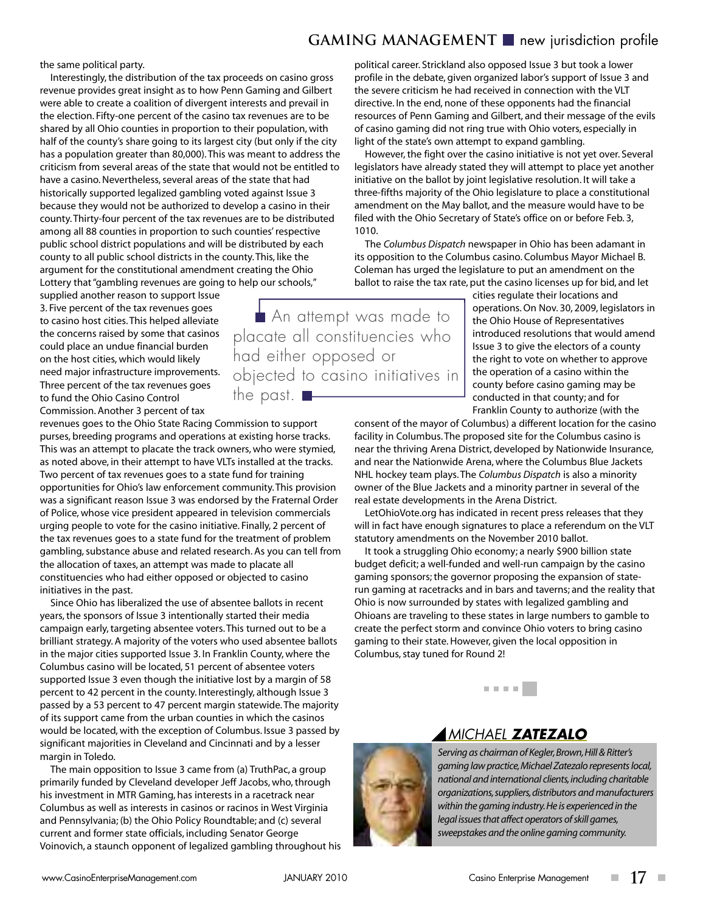the same political party.

Interestingly, the distribution of the tax proceeds on casino gross revenue provides great insight as to how Penn Gaming and Gilbert were able to create a coalition of divergent interests and prevail in the election. Fifty-one percent of the casino tax revenues are to be shared by all Ohio counties in proportion to their population, with half of the county's share going to its largest city (but only if the city has a population greater than 80,000). This was meant to address the criticism from several areas of the state that would not be entitled to have a casino. Nevertheless, several areas of the state that had historically supported legalized gambling voted against Issue 3 because they would not be authorized to develop a casino in their county. Thirty-four percent of the tax revenues are to be distributed among all 88 counties in proportion to such counties' respective public school district populations and will be distributed by each county to all public school districts in the county. This, like the argument for the constitutional amendment creating the Ohio Lottery that "gambling revenues are going to help our schools," supplied another reason to support Issue 3. Five percent of the tax revenues goes to casino host cities. This helped alleviate the concerns raised by some that casinos could place an undue financial burden on the host cities, which would likely need major infrastructure improvements. Three percent of the tax revenues goes to fund the Ohio Casino Control Commission. Another 3 percent of tax revenues goes to the Ohio State Racing Commission to support purses, breeding programs and operations at existing horse tracks. This was an attempt to placate the track owners, who were stymied, as noted above, in their attempt to have VLTs installed at the tracks. Two percent of tax revenues goes to a state fund for training opportunities for Ohio's law enforcement community. This provision was a significant reason Issue 3 was endorsed by the Fraternal Order of Police, whose vice president appeared in television commercials urging people to vote for the casino initiative. Finally, 2 percent of the tax revenues goes to a state fund for the treatment of problem gambling, substance abuse and related research. As you can tell from the allocation of taxes, an attempt was made to placate all constituencies who had either opposed or objected to casino initiatives in the past.

> An attempt was made to placate all constituencies who had either opposed or objected to casino initiatives in the past.

Since Ohio has liberalized the use of absentee ballots in recent years, the sponsors of Issue 3 intentionally started their media campaign early, targeting absentee voters. This turned out to be a brilliant strategy. A majority of the voters who used absentee ballots in the major cities supported Issue 3. In Franklin County, where the Columbus casino will be located, 51 percent of absentee voters supported Issue 3 even though the initiative lost by a margin of 58 percent to 42 percent in the county. Interestingly, although Issue 3 passed by a 53 percent to 47 percent margin statewide. The majority of its support came from the urban counties in which the casinos would be located, with the exception of Columbus. Issue 3 passed by significant majorities in Cleveland and Cincinnati and by a lesser margin in Toledo.

The main opposition to Issue 3 came from (a) TruthPac, a group primarily funded by Cleveland developer Jeff Jacobs, who, through his investment in MTR Gaming, has interests in a racetrack near Columbus as well as interests in casinos or racinos in West Virginia and Pennsylvania; (b) the Ohio Policy Roundtable; and (c) several current and former state officials, including Senator George Voinovich, a staunch opponent of legalized gambling throughout his political career. Strickland also opposed Issue 3 but took a lower profile in the debate, given organized labor's support of Issue 3 and the severe criticism he had received in connection with the VLT directive. In the end, none of these opponents had the financial resources of Penn Gaming and Gilbert, and their message of the evils of casino gaming did not ring true with Ohio voters, especially in light of the state's own attempt to expand gambling.

However, the fight over the casino initiative is not yet over. Several legislators have already stated they will attempt to place yet another initiative on the ballot by joint legislative resolution. It will take a three-fifths majority of the Ohio legislature to place a constitutional amendment on the May ballot, and the measure would have to be filed with the Ohio Secretary of State's office on or before Feb. 3, 1010.

The *Columbus Dispatch* newspaper in Ohio has been adamant in its opposition to the Columbus casino. Columbus Mayor Michael B. Coleman has urged the legislature to put an amendment on the ballot to raise the tax rate, put the casino licenses up for bid, and let cities regulate their locations and operations. On Nov. 30, 2009, legislators in the Ohio House of Representatives introduced resolutions that would amend Issue 3 to give the electors of a county the right to vote on whether to approve the operation of a casino within the county before casino gaming may be conducted in that county; and for Franklin County to authorize (with the consent of the mayor of Columbus) a different location for the casino facility in Columbus. The proposed site for the Columbus casino is near the thriving Arena District, developed by Nationwide Insurance, and near the Nationwide Arena, where the Columbus Blue Jackets NHL hockey team plays. The *Columbus Dispatch* is also a minority owner of the Blue Jackets and a minority partner in several of the real estate developments in the Arena District.

LetOhioVote.org has indicated in recent press releases that they will in fact have enough signatures to place a referendum on the VLT statutory amendments on the November 2010 ballot.

It took a struggling Ohio economy; a nearly $900 billion state budget deficit; a well-funded and well-run campaign by the casino gaming sponsors; the governor proposing the expansion of state-run gaming at racetracks and in bars and taverns; and the reality that Ohio is now surrounded by states with legalized gambling and Ohioans are traveling to these states in large numbers to gamble to create the perfect storm and convince Ohio voters to bring casino gaming to their state. However, given the local opposition in Columbus, stay tuned for Round 2!

### *MICHAEL* ***ZATEZALO***

*Serving as chairman of Kegler, Brown, Hill & Ritter's gaming law practice, Michael Zatezalo represents local, national and international clients, including charitable organizations, suppliers, distributors and manufacturers within the gaming industry. He is experienced in the legal issues that affect operators of skill games, sweepstakes and the online gaming community.*